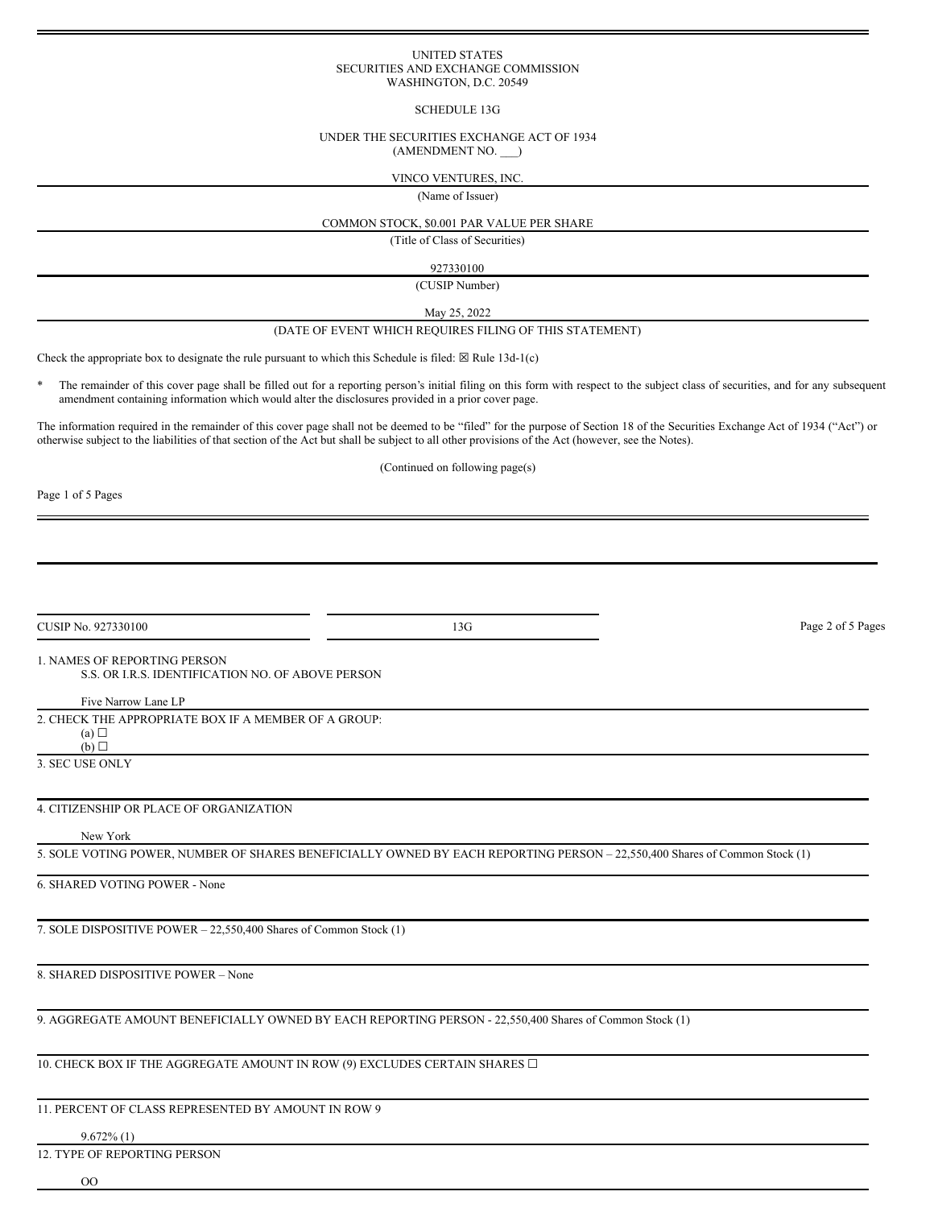UNITED STATES
SECURITIES AND EXCHANGE COMMISSION
WASHINGTON, D.C. 20549

SCHEDULE 13G

UNDER THE SECURITIES EXCHANGE ACT OF 1934
(AMENDMENT NO. ___)

VINCO VENTURES, INC.

(Name of Issuer)

COMMON STOCK, $0.001 PAR VALUE PER SHARE

(Title of Class of Securities)

927330100

(CUSIP Number)

May 25, 2022

(DATE OF EVENT WHICH REQUIRES FILING OF THIS STATEMENT)

Check the appropriate box to designate the rule pursuant to which this Schedule is filed: ☒ Rule 13d-1(c)

\* The remainder of this cover page shall be filled out for a reporting person's initial filing on this form with respect to the subject class of securities, and for any subsequent amendment containing information which would alter the disclosures provided in a prior cover page.

The information required in the remainder of this cover page shall not be deemed to be "filed" for the purpose of Section 18 of the Securities Exchange Act of 1934 ("Act") or otherwise subject to the liabilities of that section of the Act but shall be subject to all other provisions of the Act (however, see the Notes).

(Continued on following page(s))

---

CUSIP No. 927330100 | 13G

1. NAMES OF REPORTING PERSON
   S.S. OR I.R.S. IDENTIFICATION NO. OF ABOVE PERSON

   Five Narrow Lane LP

2. CHECK THE APPROPRIATE BOX IF A MEMBER OF A GROUP:
   (a) ☐
   (b) ☐

3. SEC USE ONLY

4. CITIZENSHIP OR PLACE OF ORGANIZATION

   New York

5. SOLE VOTING POWER, NUMBER OF SHARES BENEFICIALLY OWNED BY EACH REPORTING PERSON – 22,550,400 Shares of Common Stock (1)

6. SHARED VOTING POWER - None

7. SOLE DISPOSITIVE POWER – 22,550,400 Shares of Common Stock (1)

8. SHARED DISPOSITIVE POWER – None

9. AGGREGATE AMOUNT BENEFICIALLY OWNED BY EACH REPORTING PERSON - 22,550,400 Shares of Common Stock (1)

10. CHECK BOX IF THE AGGREGATE AMOUNT IN ROW (9) EXCLUDES CERTAIN SHARES ☐

11. PERCENT OF CLASS REPRESENTED BY AMOUNT IN ROW 9

    9.672% (1)

12. TYPE OF REPORTING PERSON

    OO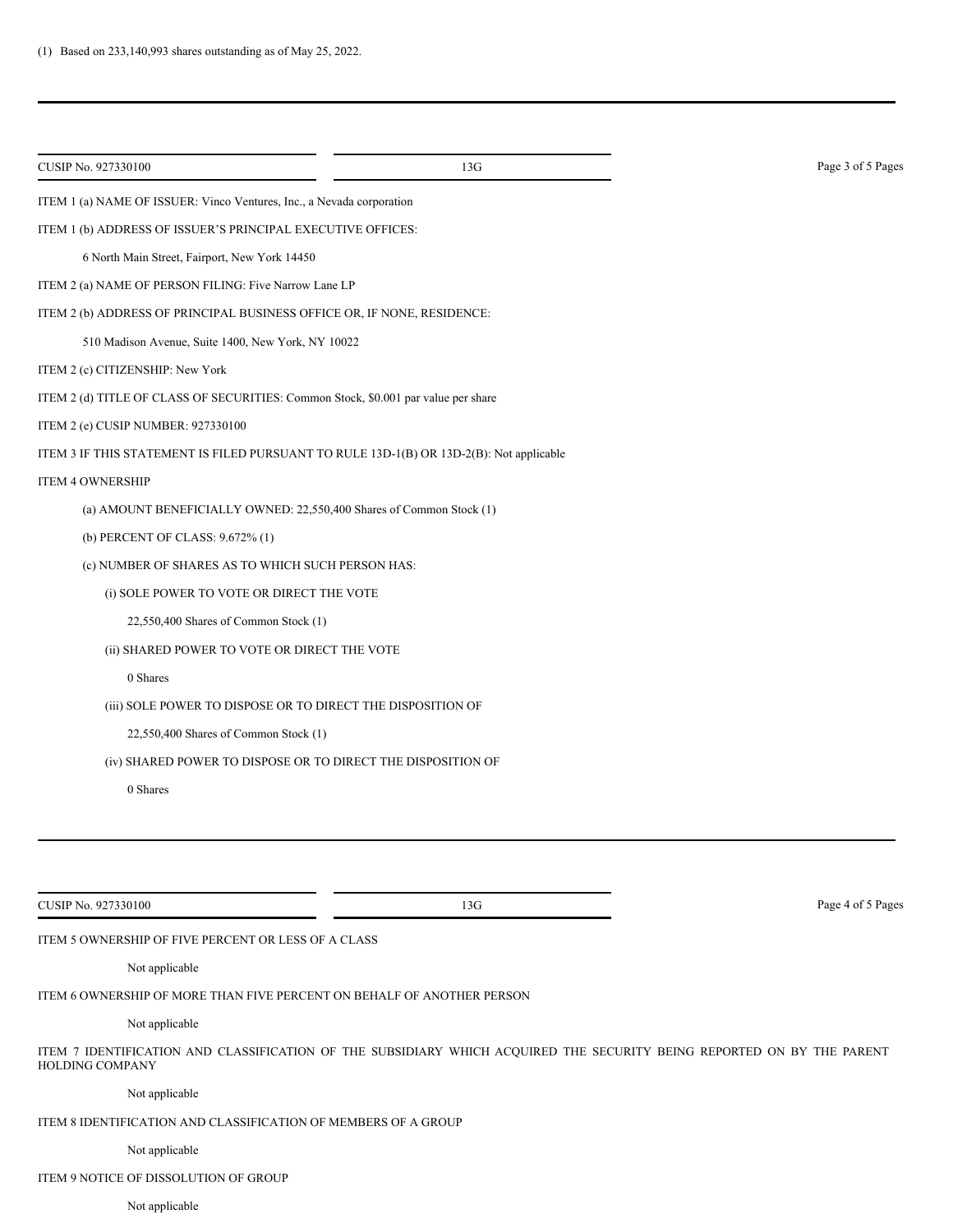(1) Based on 233,140,993 shares outstanding as of May 25, 2022.

---

ITEM 1 (a) NAME OF ISSUER: Vinco Ventures, Inc., a Nevada corporation

ITEM 1 (b) ADDRESS OF ISSUER'S PRINCIPAL EXECUTIVE OFFICES:

6 North Main Street, Fairport, New York 14450

ITEM 2 (a) NAME OF PERSON FILING: Five Narrow Lane LP

ITEM 2 (b) ADDRESS OF PRINCIPAL BUSINESS OFFICE OR, IF NONE, RESIDENCE:

510 Madison Avenue, Suite 1400, New York, NY 10022

ITEM 2 (c) CITIZENSHIP: New York

ITEM 2 (d) TITLE OF CLASS OF SECURITIES: Common Stock, $0.001 par value per share

ITEM 2 (e) CUSIP NUMBER: 927330100

ITEM 3 IF THIS STATEMENT IS FILED PURSUANT TO RULE 13D-1(B) OR 13D-2(B): Not applicable

ITEM 4 OWNERSHIP

(a) AMOUNT BENEFICIALLY OWNED: 22,550,400 Shares of Common Stock (1)

(b) PERCENT OF CLASS: 9.672% (1)

(c) NUMBER OF SHARES AS TO WHICH SUCH PERSON HAS:

(i) SOLE POWER TO VOTE OR DIRECT THE VOTE

22,550,400 Shares of Common Stock (1)

(ii) SHARED POWER TO VOTE OR DIRECT THE VOTE

0 Shares

(iii) SOLE POWER TO DISPOSE OR TO DIRECT THE DISPOSITION OF

22,550,400 Shares of Common Stock (1)

(iv) SHARED POWER TO DISPOSE OR TO DIRECT THE DISPOSITION OF

0 Shares

---

ITEM 5 OWNERSHIP OF FIVE PERCENT OR LESS OF A CLASS

Not applicable

ITEM 6 OWNERSHIP OF MORE THAN FIVE PERCENT ON BEHALF OF ANOTHER PERSON

Not applicable

ITEM 7 IDENTIFICATION AND CLASSIFICATION OF THE SUBSIDIARY WHICH ACQUIRED THE SECURITY BEING REPORTED ON BY THE PARENT HOLDING COMPANY

Not applicable

ITEM 8 IDENTIFICATION AND CLASSIFICATION OF MEMBERS OF A GROUP

Not applicable

ITEM 9 NOTICE OF DISSOLUTION OF GROUP

Not applicable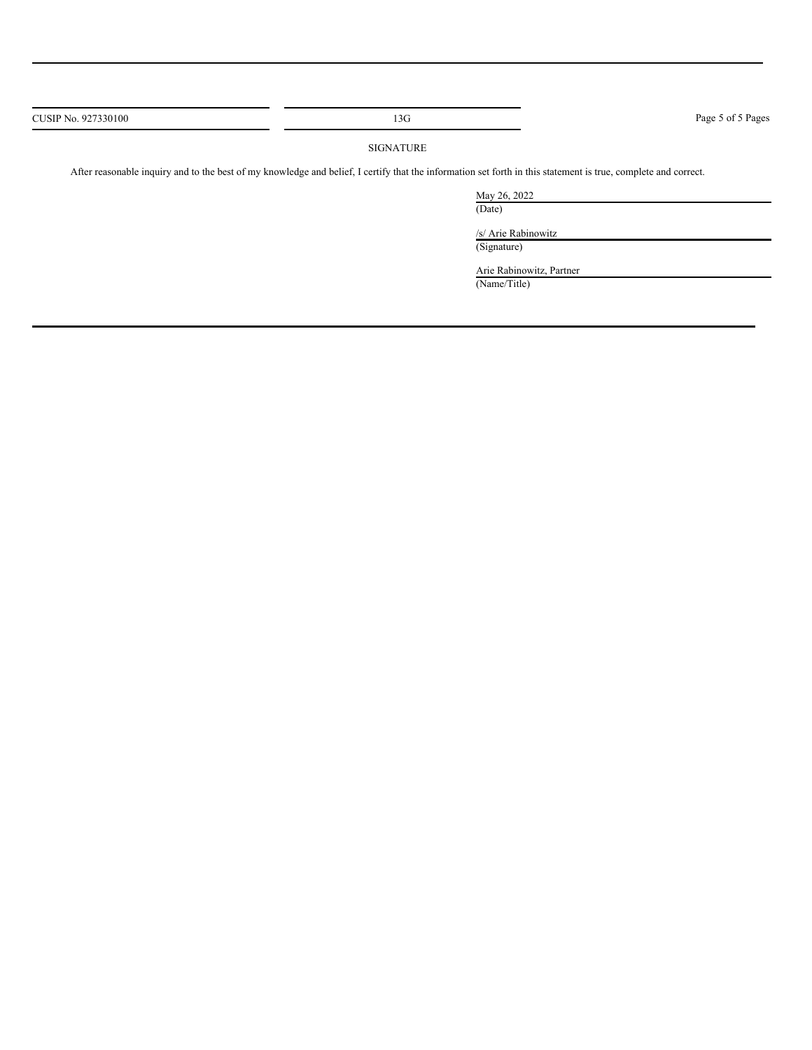CUSIP No. 927330100 | 13G

## SIGNATURE

After reasonable inquiry and to the best of my knowledge and belief, I certify that the information set forth in this statement is true, complete and correct.

May 26, 2022
(Date)

/s/ Arie Rabinowitz
(Signature)

Arie Rabinowitz, Partner
(Name/Title)